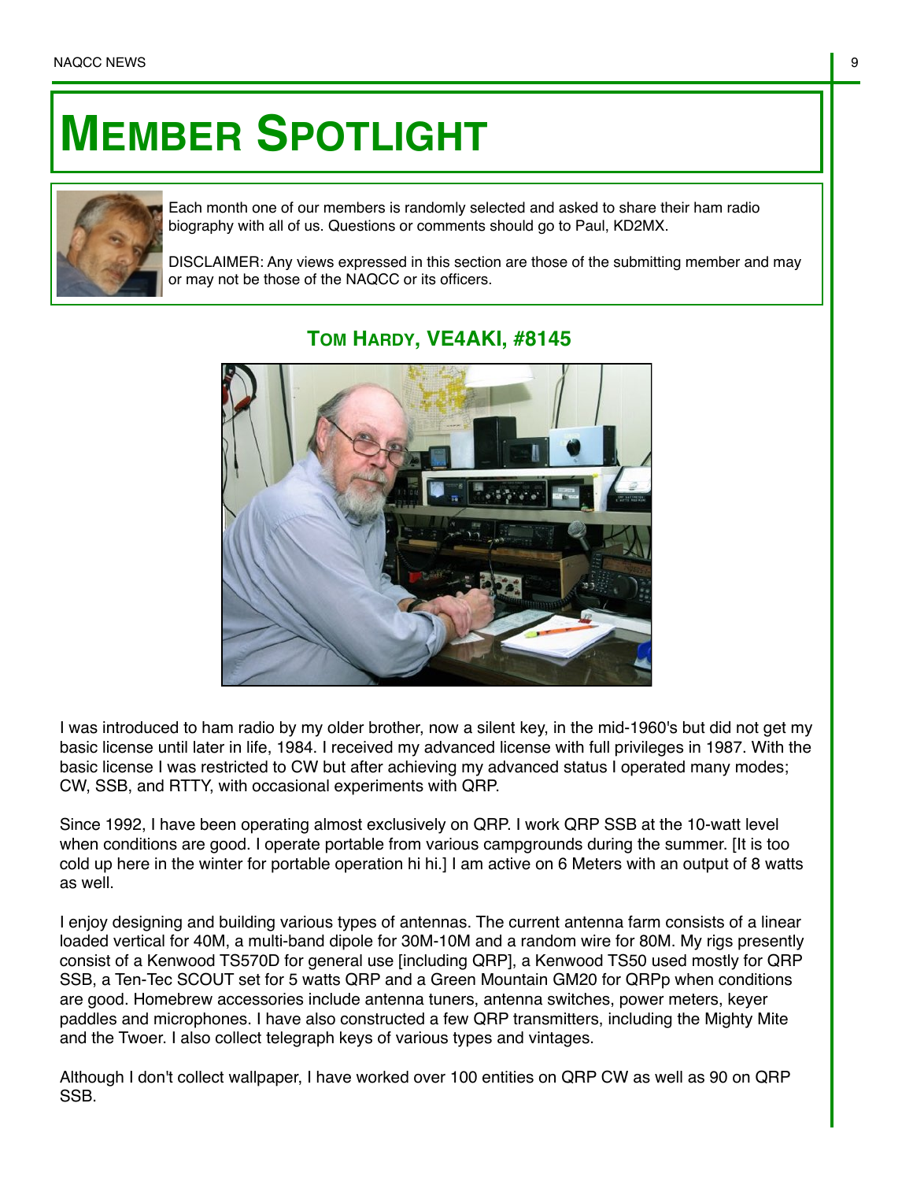# MEMBER SPOTLIGHT

Each month one of our members is randomly selected and asked to share their ham radio biography with all of us. Questions or comments should go to Paul, KD2MX.

DISCLAIMER: Any views expressed in this section are those of the submitting member and may or may not be those of the NAQCC or its officers.

## TOM HARDY, VE4AKI, #8145

I was introduced to ham radio by my older brother, now a silent key, in the mid-1960's but did not get my basic license until later in life, 1984. I received my advanced license with full privileges in 1987. With the basic license I was restricted to CW but after achieving my advanced status I operated many modes; CW, SSB, and RTTY, with occasional experiments with QRP.

Since 1992, I have been operating almost exclusively on QRP. I work QRP SSB at the 10-watt level when conditions are good. I operate portable from various campgrounds during the summer. [It is too cold up here in the winter for portable operation hi hi.] I am active on 6 Meters with an output of 8 watts as well.

I enjoy designing and building various types of antennas. The current antenna farm consists of a linear loaded vertical for 40M, a multi-band dipole for 30M-10M and a random wire for 80M. My rigs presently consist of a Kenwood TS570D for general use [including QRP], a Kenwood TS50 used mostly for QRP SSB, a Ten-Tec SCOUT set for 5 watts QRP and a Green Mountain GM20 for QRPp when conditions are good. Homebrew accessories include antenna tuners, antenna switches, power meters, keyer paddles and microphones. I have also constructed a few QRP transmitters, including the Mighty Mite and the Twoer. I also collect telegraph keys of various types and vintages.

Although I don't collect wallpaper, I have worked over 100 entities on QRP CW as well as 90 on QRP SSB.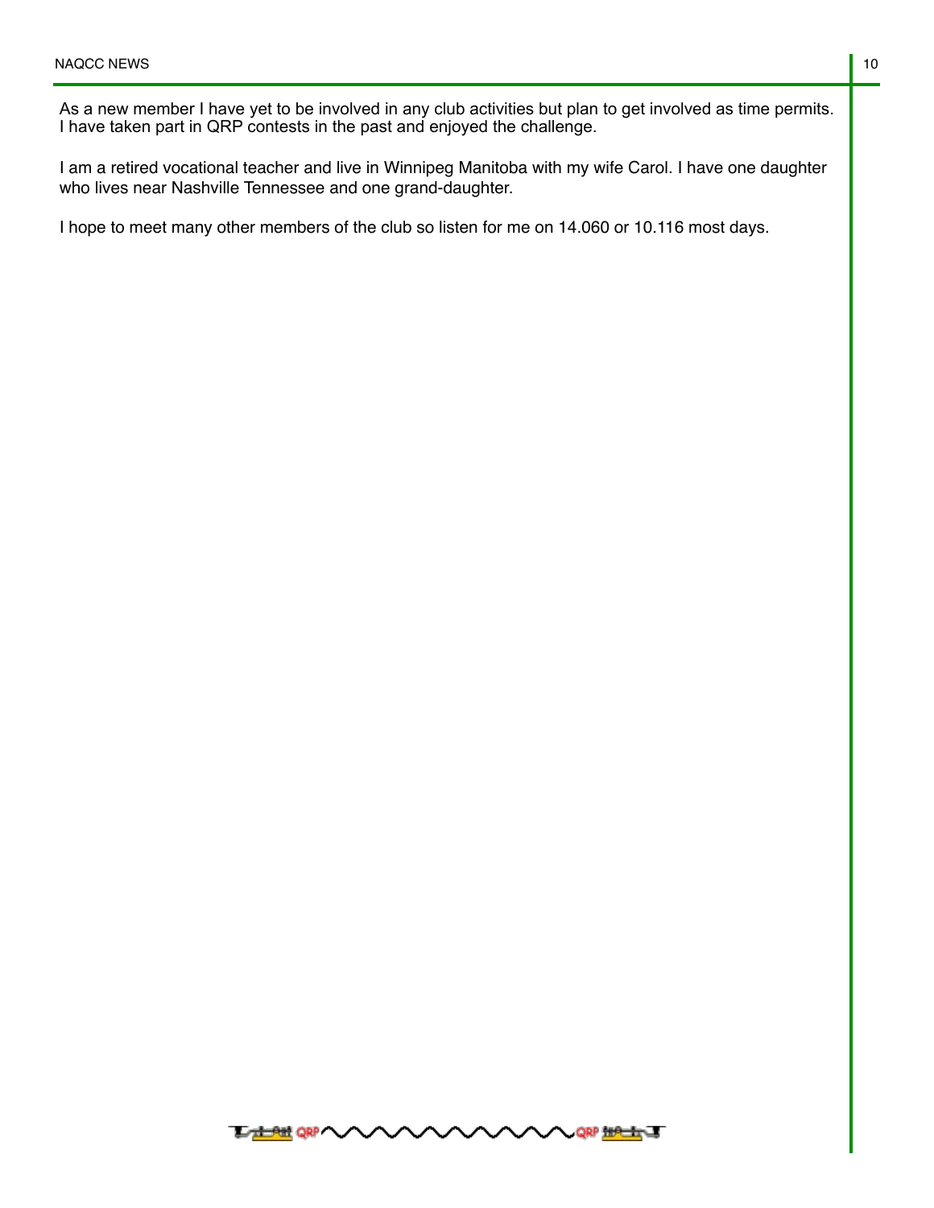As a new member I have yet to be involved in any club activities but plan to get involved as time permits. I have taken part in QRP contests in the past and enjoyed the challenge.

I am a retired vocational teacher and live in Winnipeg Manitoba with my wife Carol. I have one daughter who lives near Nashville Tennessee and one grand-daughter.

I hope to meet many other members of the club so listen for me on 14.060 or 10.116 most days.